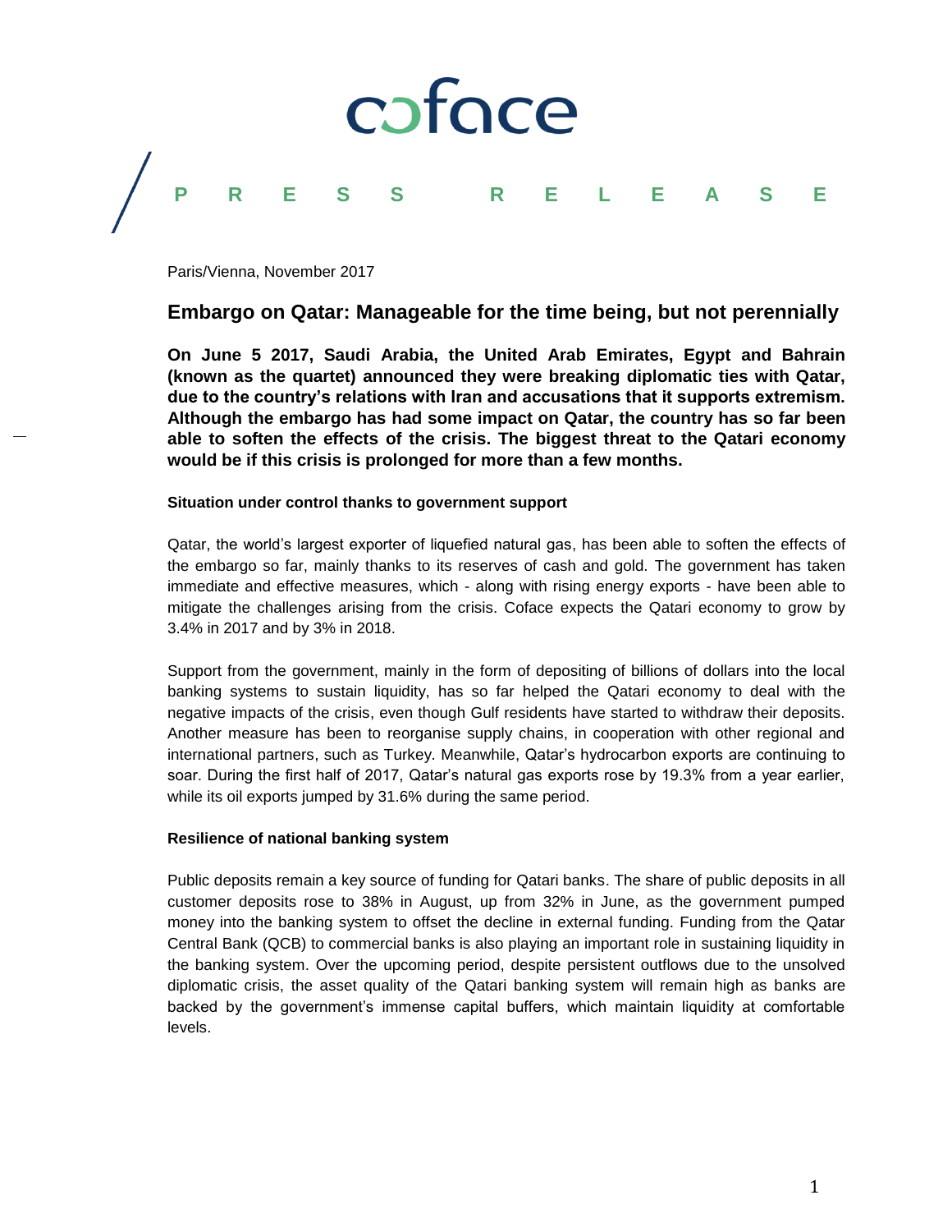coface

PRESS RELEASE

Paris/Vienna, November 2017

# Embargo on Qatar: Manageable for the time being, but not perennially

**On June 5 2017, Saudi Arabia, the United Arab Emirates, Egypt and Bahrain (known as the quartet) announced they were breaking diplomatic ties with Qatar, due to the country's relations with Iran and accusations that it supports extremism. Although the embargo has had some impact on Qatar, the country has so far been able to soften the effects of the crisis. The biggest threat to the Qatari economy would be if this crisis is prolonged for more than a few months.**

**Situation under control thanks to government support**

Qatar, the world's largest exporter of liquefied natural gas, has been able to soften the effects of the embargo so far, mainly thanks to its reserves of cash and gold. The government has taken immediate and effective measures, which - along with rising energy exports - have been able to mitigate the challenges arising from the crisis. Coface expects the Qatari economy to grow by 3.4% in 2017 and by 3% in 2018.

Support from the government, mainly in the form of depositing of billions of dollars into the local banking systems to sustain liquidity, has so far helped the Qatari economy to deal with the negative impacts of the crisis, even though Gulf residents have started to withdraw their deposits. Another measure has been to reorganise supply chains, in cooperation with other regional and international partners, such as Turkey. Meanwhile, Qatar's hydrocarbon exports are continuing to soar. During the first half of 2017, Qatar's natural gas exports rose by 19.3% from a year earlier, while its oil exports jumped by 31.6% during the same period.

**Resilience of national banking system**

Public deposits remain a key source of funding for Qatari banks. The share of public deposits in all customer deposits rose to 38% in August, up from 32% in June, as the government pumped money into the banking system to offset the decline in external funding. Funding from the Qatar Central Bank (QCB) to commercial banks is also playing an important role in sustaining liquidity in the banking system. Over the upcoming period, despite persistent outflows due to the unsolved diplomatic crisis, the asset quality of the Qatari banking system will remain high as banks are backed by the government's immense capital buffers, which maintain liquidity at comfortable levels.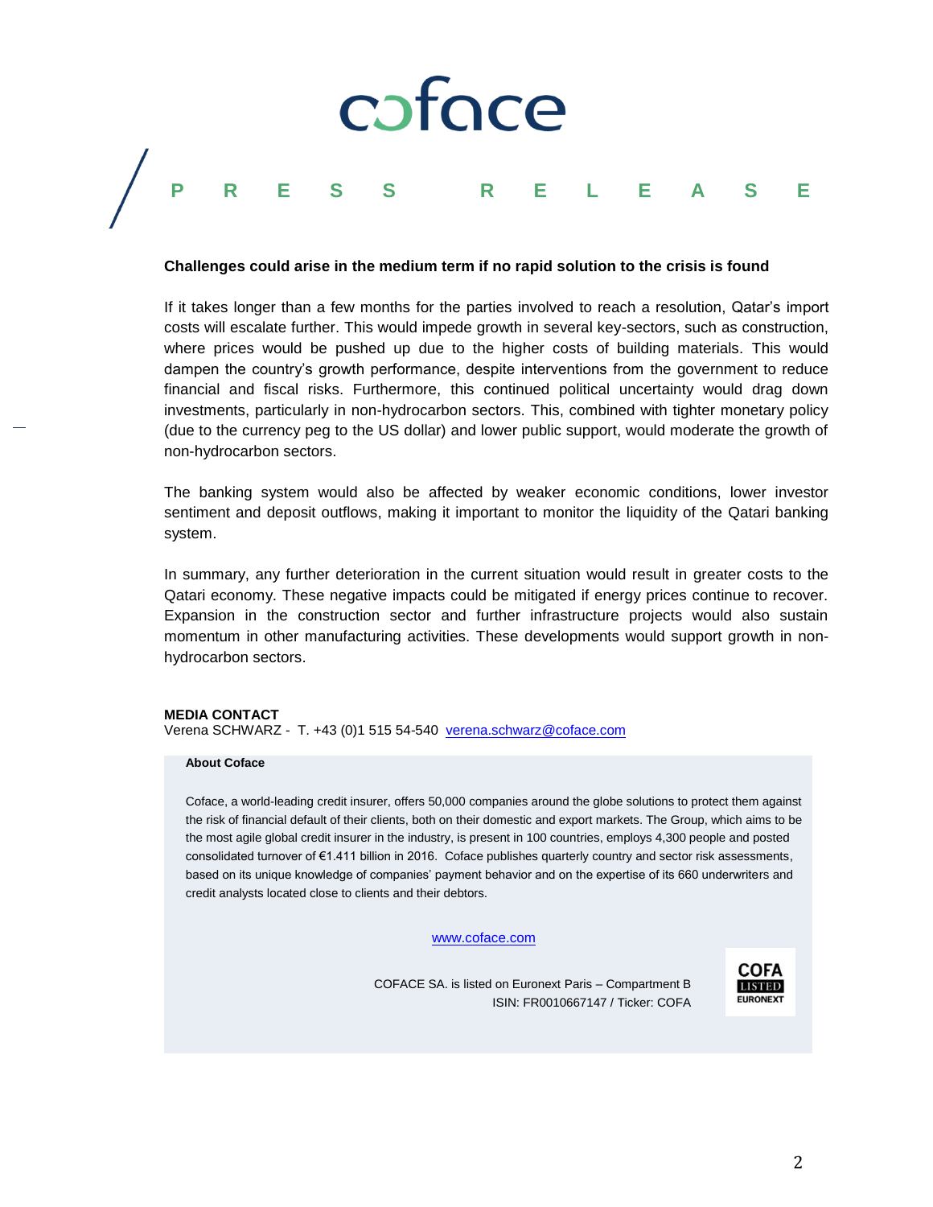# coface

PRESS RELEASE

**Challenges could arise in the medium term if no rapid solution to the crisis is found**

If it takes longer than a few months for the parties involved to reach a resolution, Qatar's import costs will escalate further. This would impede growth in several key-sectors, such as construction, where prices would be pushed up due to the higher costs of building materials. This would dampen the country's growth performance, despite interventions from the government to reduce financial and fiscal risks. Furthermore, this continued political uncertainty would drag down investments, particularly in non-hydrocarbon sectors. This, combined with tighter monetary policy (due to the currency peg to the US dollar) and lower public support, would moderate the growth of non-hydrocarbon sectors.

The banking system would also be affected by weaker economic conditions, lower investor sentiment and deposit outflows, making it important to monitor the liquidity of the Qatari banking system.

In summary, any further deterioration in the current situation would result in greater costs to the Qatari economy. These negative impacts could be mitigated if energy prices continue to recover. Expansion in the construction sector and further infrastructure projects would also sustain momentum in other manufacturing activities. These developments would support growth in non-hydrocarbon sectors.

**MEDIA CONTACT**
Verena SCHWARZ - T. +43 (0)1 515 54-540 verena.schwarz@coface.com

**About Coface**

Coface, a world-leading credit insurer, offers 50,000 companies around the globe solutions to protect them against the risk of financial default of their clients, both on their domestic and export markets. The Group, which aims to be the most agile global credit insurer in the industry, is present in 100 countries, employs 4,300 people and posted consolidated turnover of €1.411 billion in 2016. Coface publishes quarterly country and sector risk assessments, based on its unique knowledge of companies' payment behavior and on the expertise of its 660 underwriters and credit analysts located close to clients and their debtors.

www.coface.com

COFACE SA. is listed on Euronext Paris – Compartment B
ISIN: FR0010667147 / Ticker: COFA

COFA LISTED EURONEXT